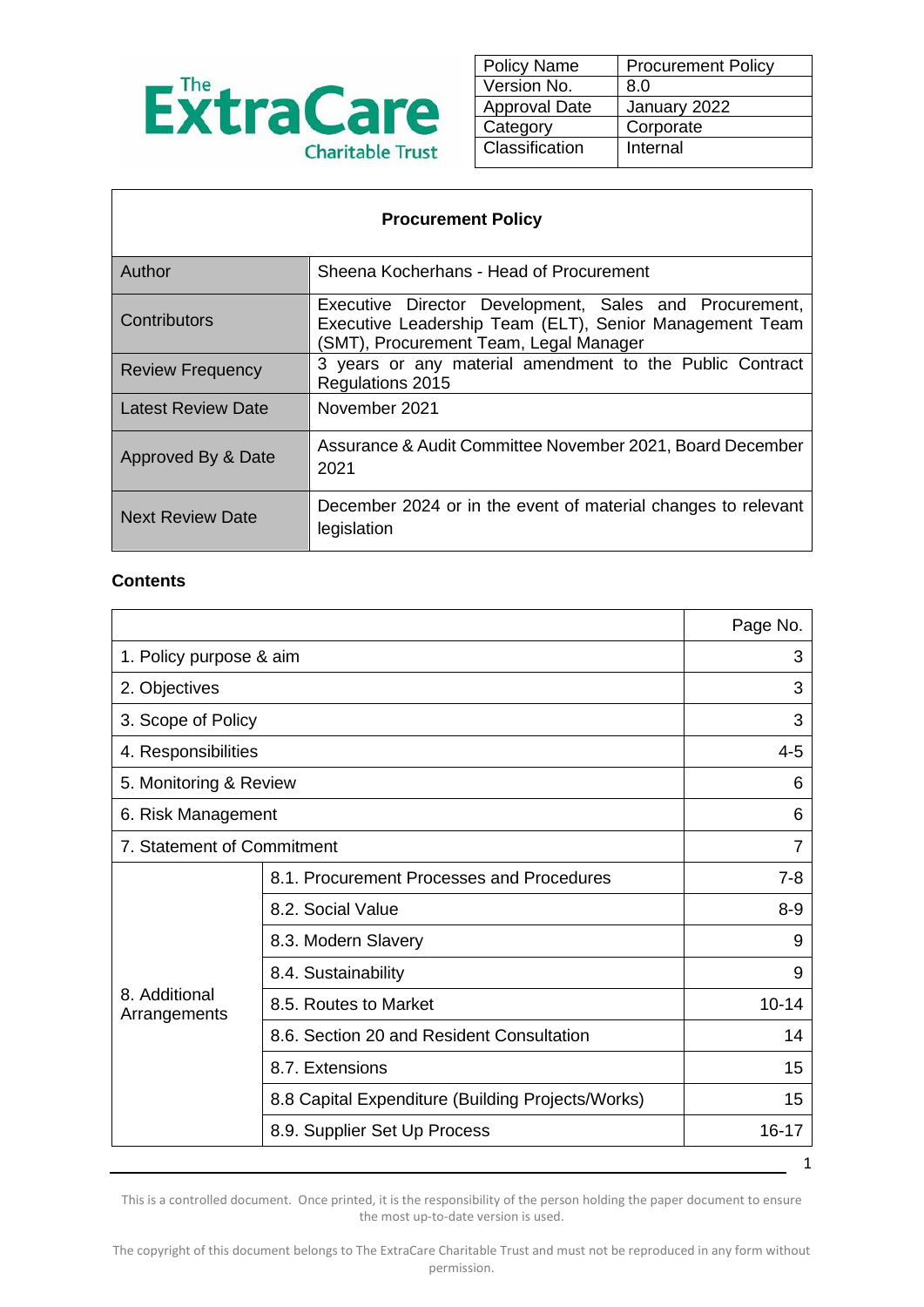The ExtraCare Charitable Trust

| Policy Name | Procurement Policy |
|---|---|
| Version No. | 8.0 |
| Approval Date | January 2022 |
| Category | Corporate |
| Classification | Internal |

| Procurement Policy | |
|---|---|
| Author | Sheena Kocherhans - Head of Procurement |
| Contributors | Executive Director Development, Sales and Procurement, Executive Leadership Team (ELT), Senior Management Team (SMT), Procurement Team, Legal Manager |
| Review Frequency | 3 years or any material amendment to the Public Contract Regulations 2015 |
| Latest Review Date | November 2021 |
| Approved By & Date | Assurance & Audit Committee November 2021, Board December 2021 |
| Next Review Date | December 2024 or in the event of material changes to relevant legislation |

## Contents

| | | Page No. |
|---|---|---|
| 1. Policy purpose & aim | | 3 |
| 2. Objectives | | 3 |
| 3. Scope of Policy | | 3 |
| 4. Responsibilities | | 4-5 |
| 5. Monitoring & Review | | 6 |
| 6. Risk Management | | 6 |
| 7. Statement of Commitment | | 7 |
| 8. Additional Arrangements | 8.1. Procurement Processes and Procedures | 7-8 |
| | 8.2. Social Value | 8-9 |
| | 8.3. Modern Slavery | 9 |
| | 8.4. Sustainability | 9 |
| | 8.5. Routes to Market | 10-14 |
| | 8.6. Section 20 and Resident Consultation | 14 |
| | 8.7. Extensions | 15 |
| | 8.8 Capital Expenditure (Building Projects/Works) | 15 |
| | 8.9. Supplier Set Up Process | 16-17 |

This is a controlled document. Once printed, it is the responsibility of the person holding the paper document to ensure the most up-to-date version is used.

The copyright of this document belongs to The ExtraCare Charitable Trust and must not be reproduced in any form without permission.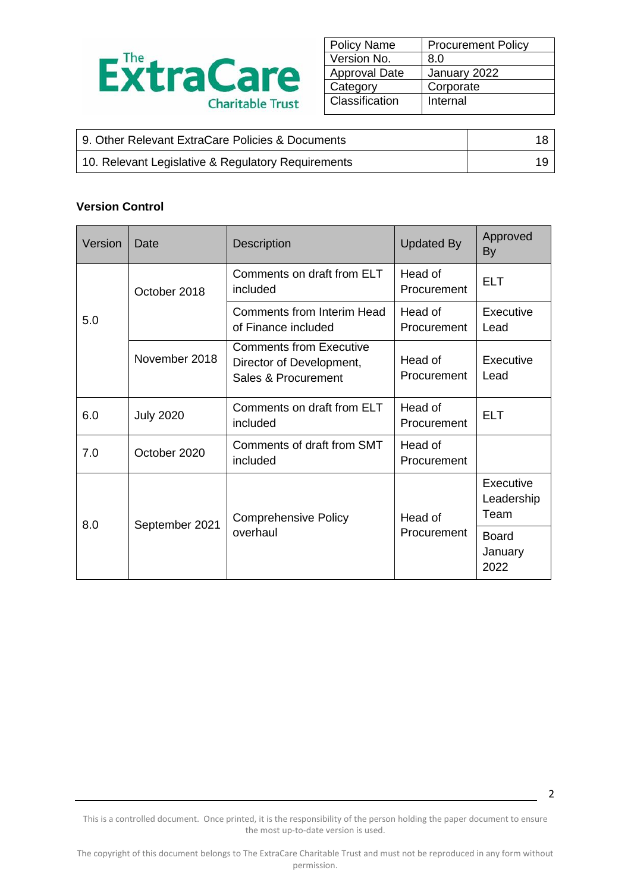| Policy Name | Procurement Policy |
|---|---|
| Version No. | 8.0 |
| Approval Date | January 2022 |
| Category | Corporate |
| Classification | Internal |

| | |
|---|---|
| 9. Other Relevant ExtraCare Policies & Documents | 18 |
| 10. Relevant Legislative & Regulatory Requirements | 19 |

**Version Control**

| Version | Date | Description | Updated By | Approved By |
|---|---|---|---|---|
| 5.0 | October 2018 | Comments on draft from ELT included | Head of Procurement | ELT |
| | | Comments from Interim Head of Finance included | Head of Procurement | Executive Lead |
| | November 2018 | Comments from Executive Director of Development, Sales & Procurement | Head of Procurement | Executive Lead |
| 6.0 | July 2020 | Comments on draft from ELT included | Head of Procurement | ELT |
| 7.0 | October 2020 | Comments of draft from SMT included | Head of Procurement | |
| 8.0 | September 2021 | Comprehensive Policy overhaul | Head of Procurement | Executive Leadership Team |
| | | | | Board January 2022 |

This is a controlled document. Once printed, it is the responsibility of the person holding the paper document to ensure the most up-to-date version is used.

The copyright of this document belongs to The ExtraCare Charitable Trust and must not be reproduced in any form without permission.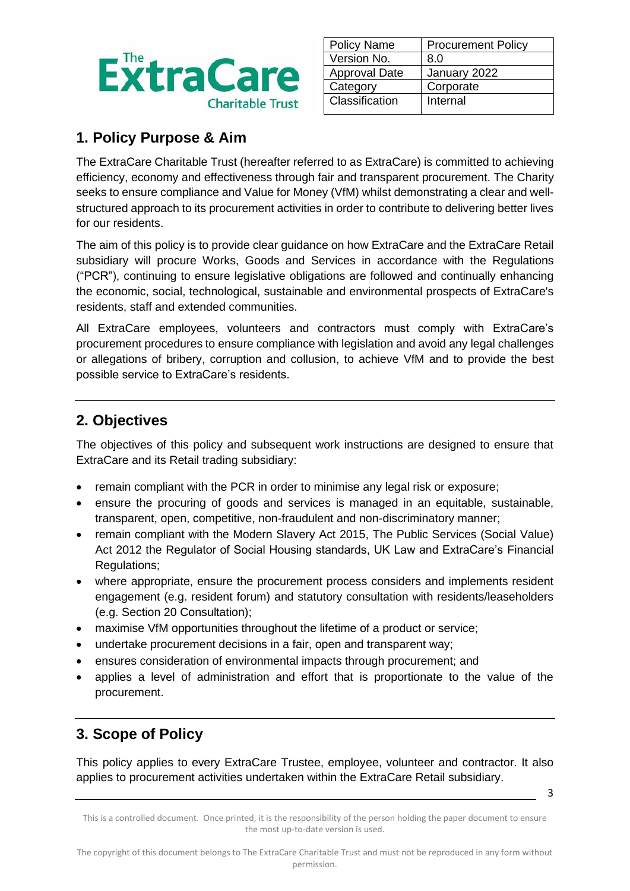| Policy Name | Procurement Policy |
|---|---|
| Version No. | 8.0 |
| Approval Date | January 2022 |
| Category | Corporate |
| Classification | Internal |

## 1. Policy Purpose & Aim

The ExtraCare Charitable Trust (hereafter referred to as ExtraCare) is committed to achieving efficiency, economy and effectiveness through fair and transparent procurement. The Charity seeks to ensure compliance and Value for Money (VfM) whilst demonstrating a clear and well-structured approach to its procurement activities in order to contribute to delivering better lives for our residents.

The aim of this policy is to provide clear guidance on how ExtraCare and the ExtraCare Retail subsidiary will procure Works, Goods and Services in accordance with the Regulations ("PCR"), continuing to ensure legislative obligations are followed and continually enhancing the economic, social, technological, sustainable and environmental prospects of ExtraCare's residents, staff and extended communities.

All ExtraCare employees, volunteers and contractors must comply with ExtraCare's procurement procedures to ensure compliance with legislation and avoid any legal challenges or allegations of bribery, corruption and collusion, to achieve VfM and to provide the best possible service to ExtraCare's residents.

## 2. Objectives

The objectives of this policy and subsequent work instructions are designed to ensure that ExtraCare and its Retail trading subsidiary:

- remain compliant with the PCR in order to minimise any legal risk or exposure;
- ensure the procuring of goods and services is managed in an equitable, sustainable, transparent, open, competitive, non-fraudulent and non-discriminatory manner;
- remain compliant with the Modern Slavery Act 2015, The Public Services (Social Value) Act 2012 the Regulator of Social Housing standards, UK Law and ExtraCare's Financial Regulations;
- where appropriate, ensure the procurement process considers and implements resident engagement (e.g. resident forum) and statutory consultation with residents/leaseholders (e.g. Section 20 Consultation);
- maximise VfM opportunities throughout the lifetime of a product or service;
- undertake procurement decisions in a fair, open and transparent way;
- ensures consideration of environmental impacts through procurement; and
- applies a level of administration and effort that is proportionate to the value of the procurement.

## 3. Scope of Policy

This policy applies to every ExtraCare Trustee, employee, volunteer and contractor. It also applies to procurement activities undertaken within the ExtraCare Retail subsidiary.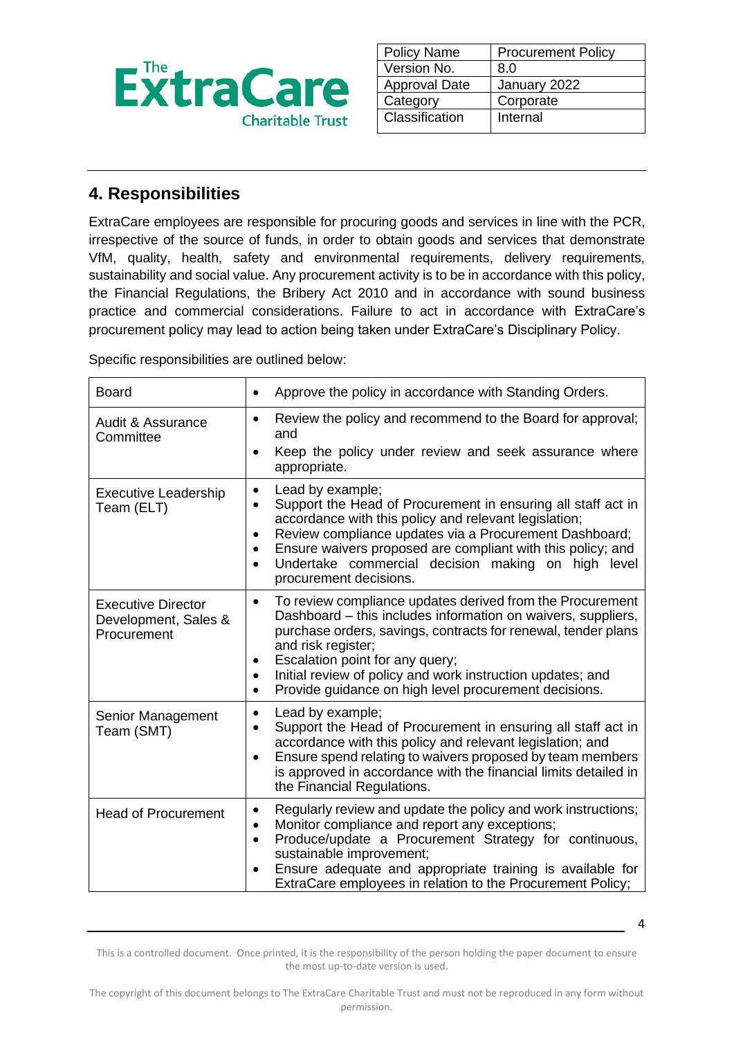## 4. Responsibilities

ExtraCare employees are responsible for procuring goods and services in line with the PCR, irrespective of the source of funds, in order to obtain goods and services that demonstrate VfM, quality, health, safety and environmental requirements, delivery requirements, sustainability and social value. Any procurement activity is to be in accordance with this policy, the Financial Regulations, the Bribery Act 2010 and in accordance with sound business practice and commercial considerations. Failure to act in accordance with ExtraCare's procurement policy may lead to action being taken under ExtraCare's Disciplinary Policy.

Specific responsibilities are outlined below:

| | |
|---|---|
| Board | • Approve the policy in accordance with Standing Orders. |
| Audit & Assurance Committee | • Review the policy and recommend to the Board for approval; and<br>• Keep the policy under review and seek assurance where appropriate. |
| Executive Leadership Team (ELT) | • Lead by example;<br>• Support the Head of Procurement in ensuring all staff act in accordance with this policy and relevant legislation;<br>• Review compliance updates via a Procurement Dashboard;<br>• Ensure waivers proposed are compliant with this policy; and<br>• Undertake commercial decision making on high level procurement decisions. |
| Executive Director Development, Sales & Procurement | • To review compliance updates derived from the Procurement Dashboard – this includes information on waivers, suppliers, purchase orders, savings, contracts for renewal, tender plans and risk register;<br>• Escalation point for any query;<br>• Initial review of policy and work instruction updates; and<br>• Provide guidance on high level procurement decisions. |
| Senior Management Team (SMT) | • Lead by example;<br>• Support the Head of Procurement in ensuring all staff act in accordance with this policy and relevant legislation; and<br>• Ensure spend relating to waivers proposed by team members is approved in accordance with the financial limits detailed in the Financial Regulations. |
| Head of Procurement | • Regularly review and update the policy and work instructions;<br>• Monitor compliance and report any exceptions;<br>• Produce/update a Procurement Strategy for continuous, sustainable improvement;<br>• Ensure adequate and appropriate training is available for ExtraCare employees in relation to the Procurement Policy; |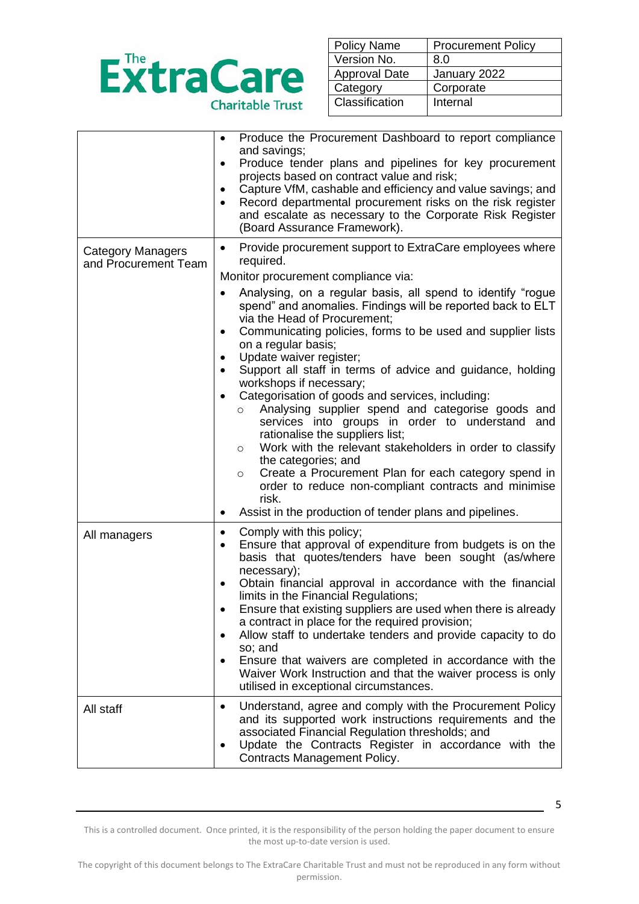| Policy Name | Procurement Policy |
|---|---|
| Version No. | 8.0 |
| Approval Date | January 2022 |
| Category | Corporate |
| Classification | Internal |

| | |
|---|---|
| | • Produce the Procurement Dashboard to report compliance and savings;<br>• Produce tender plans and pipelines for key procurement projects based on contract value and risk;<br>• Capture VfM, cashable and efficiency and value savings; and<br>• Record departmental procurement risks on the risk register and escalate as necessary to the Corporate Risk Register (Board Assurance Framework). |
| Category Managers and Procurement Team | • Provide procurement support to ExtraCare employees where required.<br>Monitor procurement compliance via:<br>• Analysing, on a regular basis, all spend to identify "rogue spend" and anomalies. Findings will be reported back to ELT via the Head of Procurement;<br>• Communicating policies, forms to be used and supplier lists on a regular basis;<br>• Update waiver register;<br>• Support all staff in terms of advice and guidance, holding workshops if necessary;<br>• Categorisation of goods and services, including:<br>&nbsp;&nbsp;○ Analysing supplier spend and categorise goods and services into groups in order to understand and rationalise the suppliers list;<br>&nbsp;&nbsp;○ Work with the relevant stakeholders in order to classify the categories; and<br>&nbsp;&nbsp;○ Create a Procurement Plan for each category spend in order to reduce non-compliant contracts and minimise risk.<br>• Assist in the production of tender plans and pipelines. |
| All managers | • Comply with this policy;<br>• Ensure that approval of expenditure from budgets is on the basis that quotes/tenders have been sought (as/where necessary);<br>• Obtain financial approval in accordance with the financial limits in the Financial Regulations;<br>• Ensure that existing suppliers are used when there is already a contract in place for the required provision;<br>• Allow staff to undertake tenders and provide capacity to do so; and<br>• Ensure that waivers are completed in accordance with the Waiver Work Instruction and that the waiver process is only utilised in exceptional circumstances. |
| All staff | • Understand, agree and comply with the Procurement Policy and its supported work instructions requirements and the associated Financial Regulation thresholds; and<br>• Update the Contracts Register in accordance with the Contracts Management Policy. |

This is a controlled document. Once printed, it is the responsibility of the person holding the paper document to ensure the most up-to-date version is used.

The copyright of this document belongs to The ExtraCare Charitable Trust and must not be reproduced in any form without permission.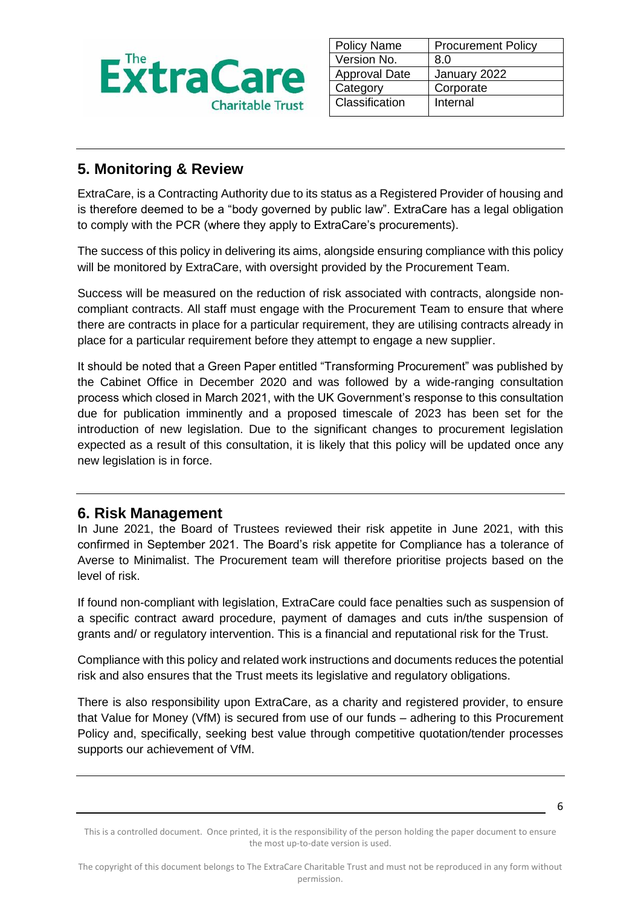## 5. Monitoring & Review

ExtraCare, is a Contracting Authority due to its status as a Registered Provider of housing and is therefore deemed to be a "body governed by public law". ExtraCare has a legal obligation to comply with the PCR (where they apply to ExtraCare's procurements).

The success of this policy in delivering its aims, alongside ensuring compliance with this policy will be monitored by ExtraCare, with oversight provided by the Procurement Team.

Success will be measured on the reduction of risk associated with contracts, alongside non-compliant contracts. All staff must engage with the Procurement Team to ensure that where there are contracts in place for a particular requirement, they are utilising contracts already in place for a particular requirement before they attempt to engage a new supplier.

It should be noted that a Green Paper entitled "Transforming Procurement" was published by the Cabinet Office in December 2020 and was followed by a wide-ranging consultation process which closed in March 2021, with the UK Government's response to this consultation due for publication imminently and a proposed timescale of 2023 has been set for the introduction of new legislation. Due to the significant changes to procurement legislation expected as a result of this consultation, it is likely that this policy will be updated once any new legislation is in force.

## 6. Risk Management

In June 2021, the Board of Trustees reviewed their risk appetite in June 2021, with this confirmed in September 2021. The Board's risk appetite for Compliance has a tolerance of Averse to Minimalist. The Procurement team will therefore prioritise projects based on the level of risk.

If found non-compliant with legislation, ExtraCare could face penalties such as suspension of a specific contract award procedure, payment of damages and cuts in/the suspension of grants and/ or regulatory intervention. This is a financial and reputational risk for the Trust.

Compliance with this policy and related work instructions and documents reduces the potential risk and also ensures that the Trust meets its legislative and regulatory obligations.

There is also responsibility upon ExtraCare, as a charity and registered provider, to ensure that Value for Money (VfM) is secured from use of our funds – adhering to this Procurement Policy and, specifically, seeking best value through competitive quotation/tender processes supports our achievement of VfM.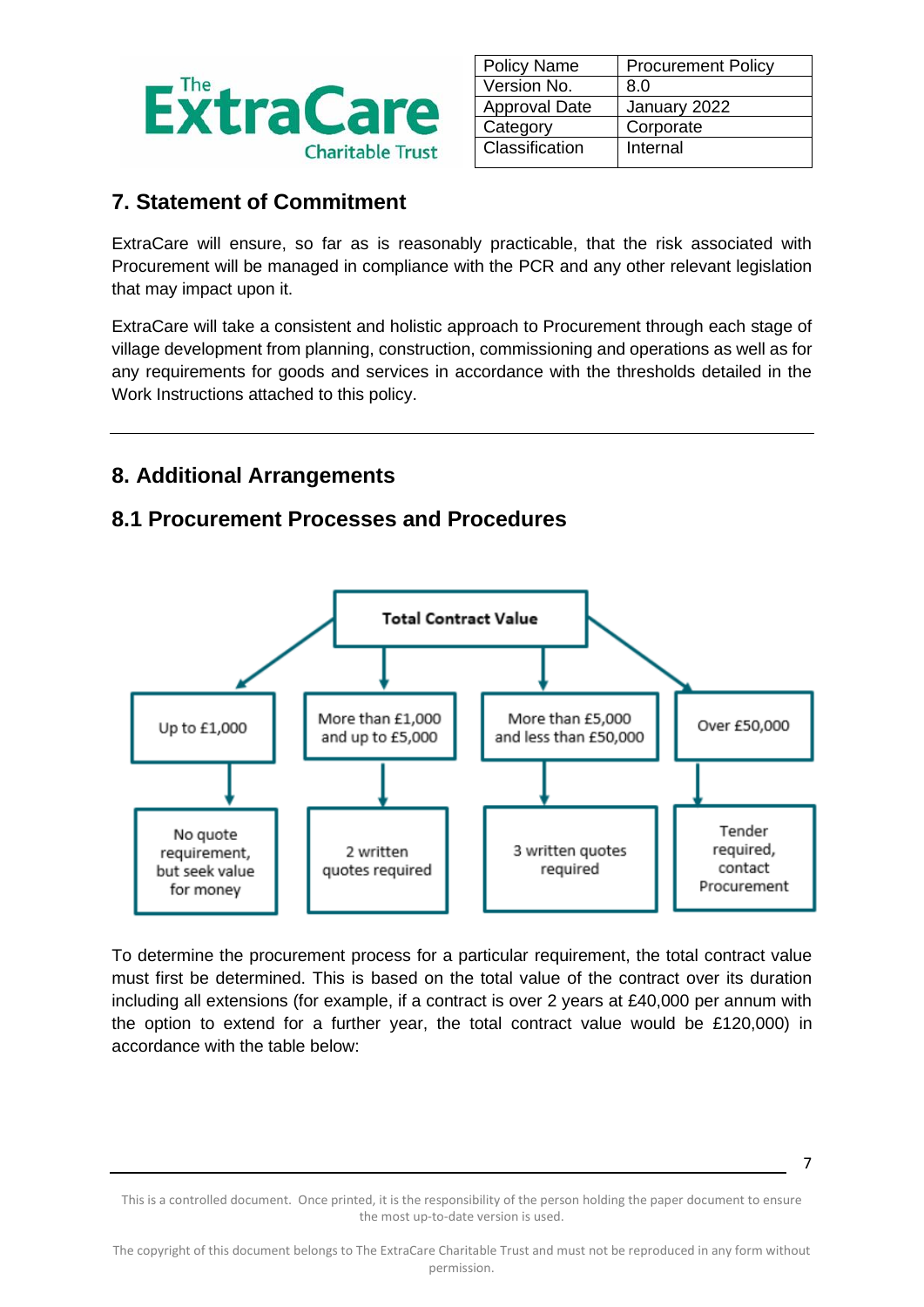## 7. Statement of Commitment

ExtraCare will ensure, so far as is reasonably practicable, that the risk associated with Procurement will be managed in compliance with the PCR and any other relevant legislation that may impact upon it.

ExtraCare will take a consistent and holistic approach to Procurement through each stage of village development from planning, construction, commissioning and operations as well as for any requirements for goods and services in accordance with the thresholds detailed in the Work Instructions attached to this policy.

---

## 8. Additional Arrangements

### 8.1 Procurement Processes and Procedures

**Total Contract Value**

| Up to £1,000 | More than £1,000 and up to £5,000 | More than £5,000 and less than £50,000 | Over £50,000 |
|---|---|---|---|
| No quote requirement, but seek value for money | 2 written quotes required | 3 written quotes required | Tender required, contact Procurement |

To determine the procurement process for a particular requirement, the total contract value must first be determined. This is based on the total value of the contract over its duration including all extensions (for example, if a contract is over 2 years at £40,000 per annum with the option to extend for a further year, the total contract value would be £120,000) in accordance with the table below: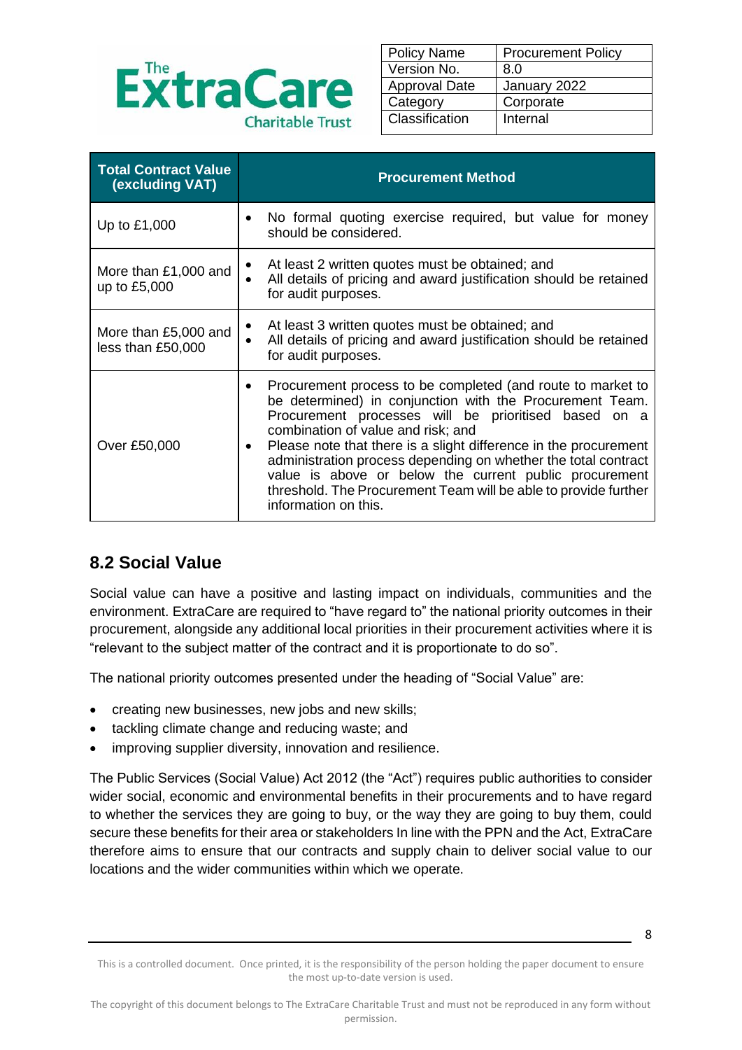| Total Contract Value (excluding VAT) | Procurement Method |
|---|---|
| Up to £1,000 | • No formal quoting exercise required, but value for money should be considered. |
| More than £1,000 and up to £5,000 | • At least 2 written quotes must be obtained; and<br>• All details of pricing and award justification should be retained for audit purposes. |
| More than £5,000 and less than £50,000 | • At least 3 written quotes must be obtained; and<br>• All details of pricing and award justification should be retained for audit purposes. |
| Over £50,000 | • Procurement process to be completed (and route to market to be determined) in conjunction with the Procurement Team. Procurement processes will be prioritised based on a combination of value and risk; and<br>• Please note that there is a slight difference in the procurement administration process depending on whether the total contract value is above or below the current public procurement threshold. The Procurement Team will be able to provide further information on this. |

## 8.2 Social Value

Social value can have a positive and lasting impact on individuals, communities and the environment. ExtraCare are required to "have regard to" the national priority outcomes in their procurement, alongside any additional local priorities in their procurement activities where it is "relevant to the subject matter of the contract and it is proportionate to do so".

The national priority outcomes presented under the heading of "Social Value" are:

- creating new businesses, new jobs and new skills;
- tackling climate change and reducing waste; and
- improving supplier diversity, innovation and resilience.

The Public Services (Social Value) Act 2012 (the "Act") requires public authorities to consider wider social, economic and environmental benefits in their procurements and to have regard to whether the services they are going to buy, or the way they are going to buy them, could secure these benefits for their area or stakeholders In line with the PPN and the Act, ExtraCare therefore aims to ensure that our contracts and supply chain to deliver social value to our locations and the wider communities within which we operate.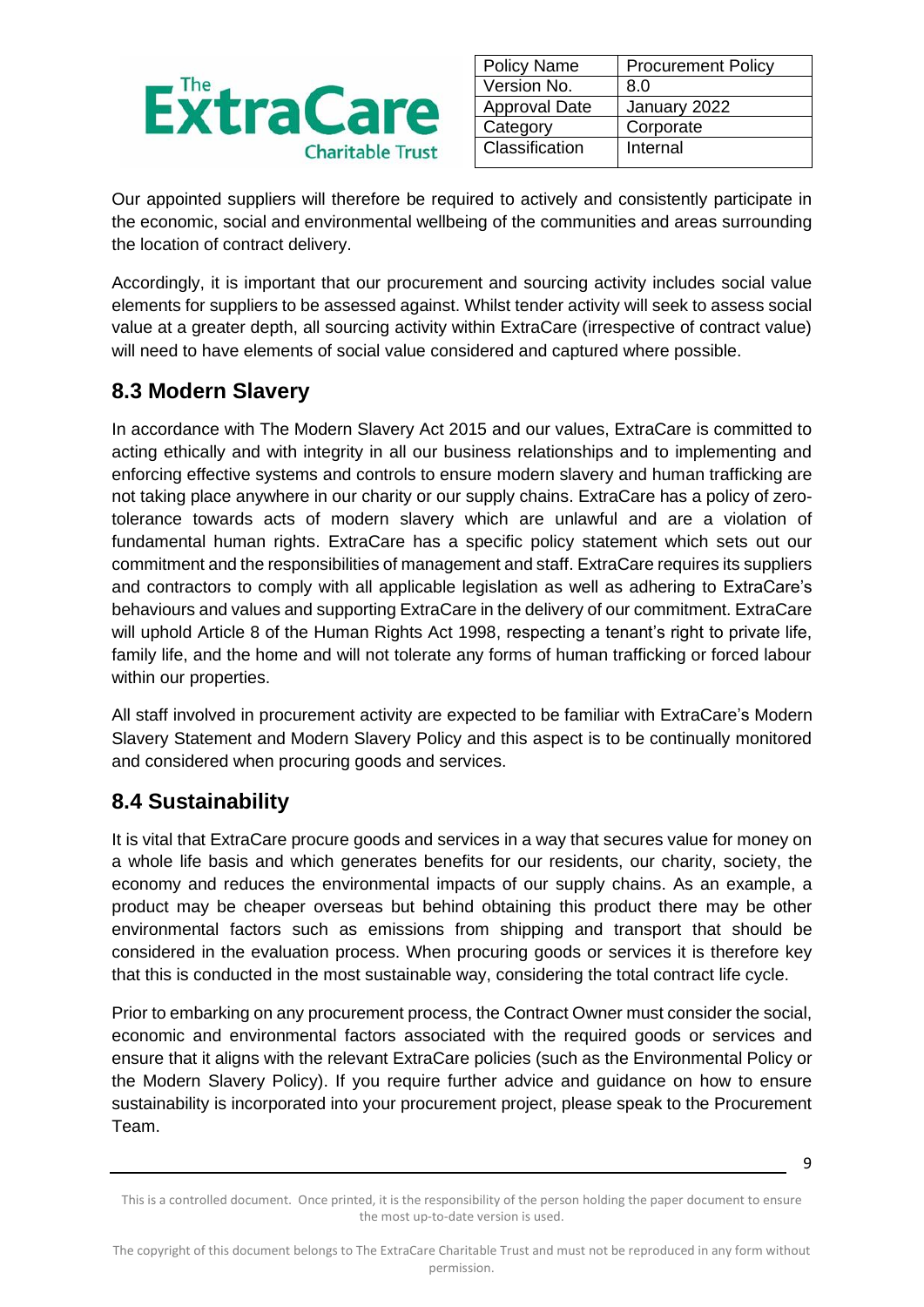Our appointed suppliers will therefore be required to actively and consistently participate in the economic, social and environmental wellbeing of the communities and areas surrounding the location of contract delivery.

Accordingly, it is important that our procurement and sourcing activity includes social value elements for suppliers to be assessed against. Whilst tender activity will seek to assess social value at a greater depth, all sourcing activity within ExtraCare (irrespective of contract value) will need to have elements of social value considered and captured where possible.

## 8.3 Modern Slavery

In accordance with The Modern Slavery Act 2015 and our values, ExtraCare is committed to acting ethically and with integrity in all our business relationships and to implementing and enforcing effective systems and controls to ensure modern slavery and human trafficking are not taking place anywhere in our charity or our supply chains. ExtraCare has a policy of zero-tolerance towards acts of modern slavery which are unlawful and are a violation of fundamental human rights. ExtraCare has a specific policy statement which sets out our commitment and the responsibilities of management and staff. ExtraCare requires its suppliers and contractors to comply with all applicable legislation as well as adhering to ExtraCare's behaviours and values and supporting ExtraCare in the delivery of our commitment. ExtraCare will uphold Article 8 of the Human Rights Act 1998, respecting a tenant's right to private life, family life, and the home and will not tolerate any forms of human trafficking or forced labour within our properties.

All staff involved in procurement activity are expected to be familiar with ExtraCare's Modern Slavery Statement and Modern Slavery Policy and this aspect is to be continually monitored and considered when procuring goods and services.

## 8.4 Sustainability

It is vital that ExtraCare procure goods and services in a way that secures value for money on a whole life basis and which generates benefits for our residents, our charity, society, the economy and reduces the environmental impacts of our supply chains. As an example, a product may be cheaper overseas but behind obtaining this product there may be other environmental factors such as emissions from shipping and transport that should be considered in the evaluation process. When procuring goods or services it is therefore key that this is conducted in the most sustainable way, considering the total contract life cycle.

Prior to embarking on any procurement process, the Contract Owner must consider the social, economic and environmental factors associated with the required goods or services and ensure that it aligns with the relevant ExtraCare policies (such as the Environmental Policy or the Modern Slavery Policy). If you require further advice and guidance on how to ensure sustainability is incorporated into your procurement project, please speak to the Procurement Team.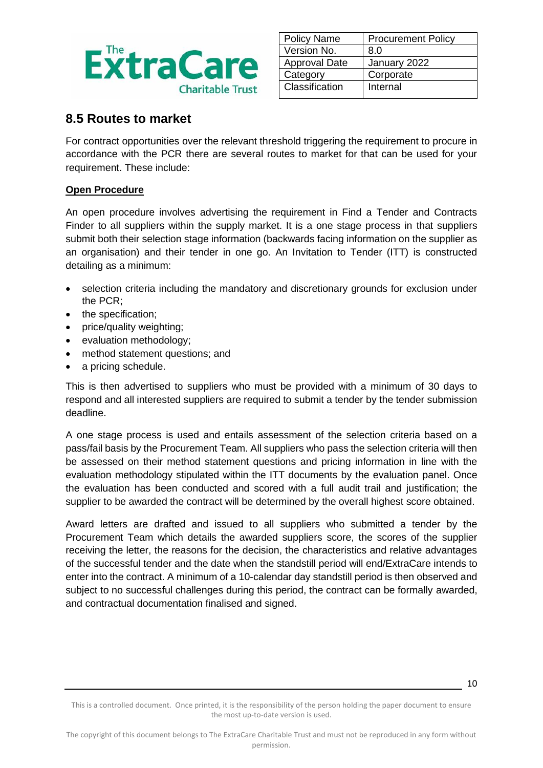## 8.5 Routes to market

For contract opportunities over the relevant threshold triggering the requirement to procure in accordance with the PCR there are several routes to market for that can be used for your requirement. These include:

**Open Procedure**

An open procedure involves advertising the requirement in Find a Tender and Contracts Finder to all suppliers within the supply market. It is a one stage process in that suppliers submit both their selection stage information (backwards facing information on the supplier as an organisation) and their tender in one go. An Invitation to Tender (ITT) is constructed detailing as a minimum:

- selection criteria including the mandatory and discretionary grounds for exclusion under the PCR;
- the specification;
- price/quality weighting;
- evaluation methodology;
- method statement questions; and
- a pricing schedule.

This is then advertised to suppliers who must be provided with a minimum of 30 days to respond and all interested suppliers are required to submit a tender by the tender submission deadline.

A one stage process is used and entails assessment of the selection criteria based on a pass/fail basis by the Procurement Team. All suppliers who pass the selection criteria will then be assessed on their method statement questions and pricing information in line with the evaluation methodology stipulated within the ITT documents by the evaluation panel. Once the evaluation has been conducted and scored with a full audit trail and justification; the supplier to be awarded the contract will be determined by the overall highest score obtained.

Award letters are drafted and issued to all suppliers who submitted a tender by the Procurement Team which details the awarded suppliers score, the scores of the supplier receiving the letter, the reasons for the decision, the characteristics and relative advantages of the successful tender and the date when the standstill period will end/ExtraCare intends to enter into the contract. A minimum of a 10-calendar day standstill period is then observed and subject to no successful challenges during this period, the contract can be formally awarded, and contractual documentation finalised and signed.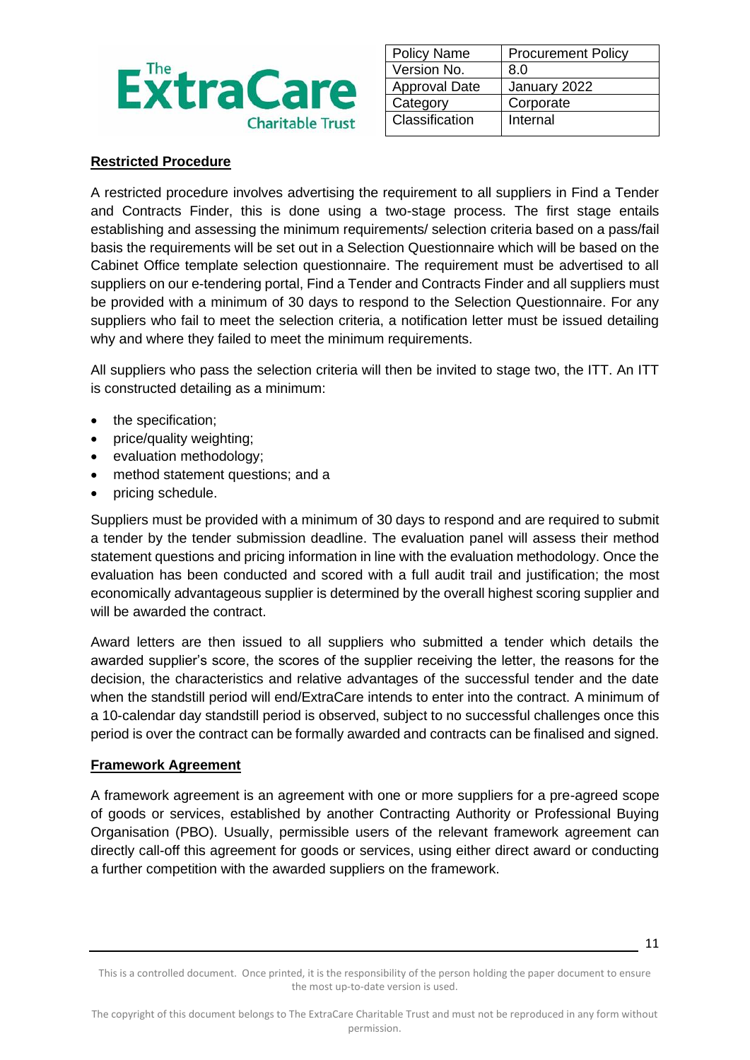## Restricted Procedure

A restricted procedure involves advertising the requirement to all suppliers in Find a Tender and Contracts Finder, this is done using a two-stage process. The first stage entails establishing and assessing the minimum requirements/ selection criteria based on a pass/fail basis the requirements will be set out in a Selection Questionnaire which will be based on the Cabinet Office template selection questionnaire. The requirement must be advertised to all suppliers on our e-tendering portal, Find a Tender and Contracts Finder and all suppliers must be provided with a minimum of 30 days to respond to the Selection Questionnaire. For any suppliers who fail to meet the selection criteria, a notification letter must be issued detailing why and where they failed to meet the minimum requirements.

All suppliers who pass the selection criteria will then be invited to stage two, the ITT. An ITT is constructed detailing as a minimum:

- the specification;
- price/quality weighting;
- evaluation methodology;
- method statement questions; and a
- pricing schedule.

Suppliers must be provided with a minimum of 30 days to respond and are required to submit a tender by the tender submission deadline. The evaluation panel will assess their method statement questions and pricing information in line with the evaluation methodology. Once the evaluation has been conducted and scored with a full audit trail and justification; the most economically advantageous supplier is determined by the overall highest scoring supplier and will be awarded the contract.

Award letters are then issued to all suppliers who submitted a tender which details the awarded supplier's score, the scores of the supplier receiving the letter, the reasons for the decision, the characteristics and relative advantages of the successful tender and the date when the standstill period will end/ExtraCare intends to enter into the contract. A minimum of a 10-calendar day standstill period is observed, subject to no successful challenges once this period is over the contract can be formally awarded and contracts can be finalised and signed.

## Framework Agreement

A framework agreement is an agreement with one or more suppliers for a pre-agreed scope of goods or services, established by another Contracting Authority or Professional Buying Organisation (PBO). Usually, permissible users of the relevant framework agreement can directly call-off this agreement for goods or services, using either direct award or conducting a further competition with the awarded suppliers on the framework.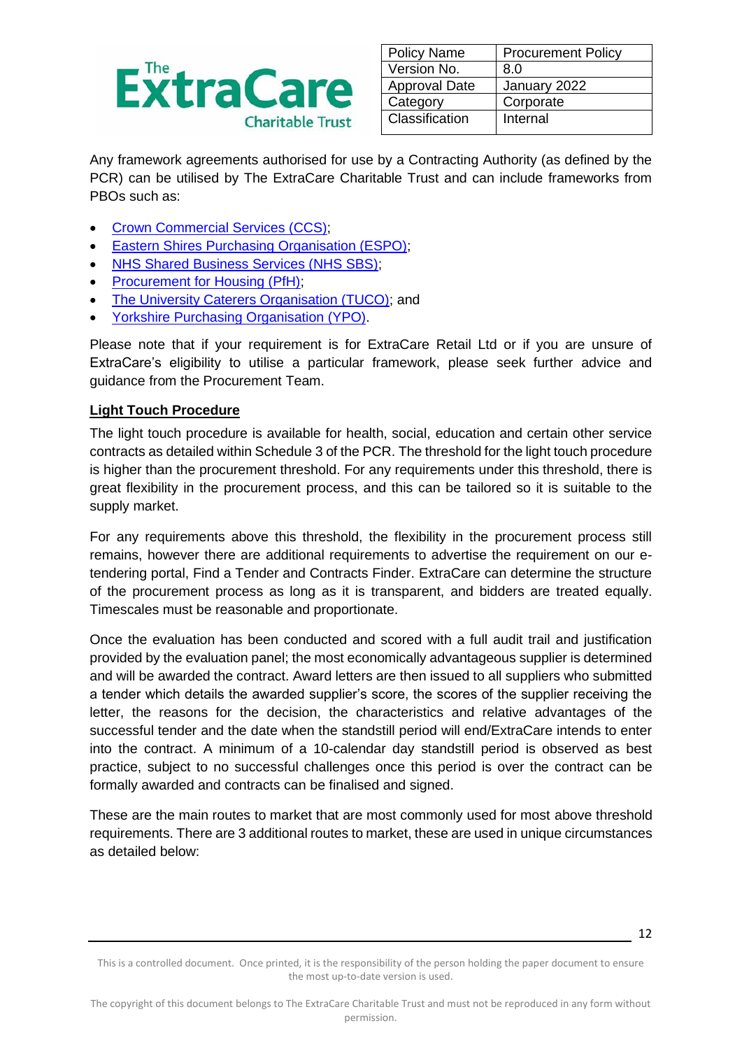Any framework agreements authorised for use by a Contracting Authority (as defined by the PCR) can be utilised by The ExtraCare Charitable Trust and can include frameworks from PBOs such as:

- Crown Commercial Services (CCS);
- Eastern Shires Purchasing Organisation (ESPO);
- NHS Shared Business Services (NHS SBS);
- Procurement for Housing (PfH);
- The University Caterers Organisation (TUCO); and
- Yorkshire Purchasing Organisation (YPO).

Please note that if your requirement is for ExtraCare Retail Ltd or if you are unsure of ExtraCare's eligibility to utilise a particular framework, please seek further advice and guidance from the Procurement Team.

**Light Touch Procedure**

The light touch procedure is available for health, social, education and certain other service contracts as detailed within Schedule 3 of the PCR. The threshold for the light touch procedure is higher than the procurement threshold. For any requirements under this threshold, there is great flexibility in the procurement process, and this can be tailored so it is suitable to the supply market.

For any requirements above this threshold, the flexibility in the procurement process still remains, however there are additional requirements to advertise the requirement on our e-tendering portal, Find a Tender and Contracts Finder. ExtraCare can determine the structure of the procurement process as long as it is transparent, and bidders are treated equally. Timescales must be reasonable and proportionate.

Once the evaluation has been conducted and scored with a full audit trail and justification provided by the evaluation panel; the most economically advantageous supplier is determined and will be awarded the contract. Award letters are then issued to all suppliers who submitted a tender which details the awarded supplier's score, the scores of the supplier receiving the letter, the reasons for the decision, the characteristics and relative advantages of the successful tender and the date when the standstill period will end/ExtraCare intends to enter into the contract. A minimum of a 10-calendar day standstill period is observed as best practice, subject to no successful challenges once this period is over the contract can be formally awarded and contracts can be finalised and signed.

These are the main routes to market that are most commonly used for most above threshold requirements. There are 3 additional routes to market, these are used in unique circumstances as detailed below: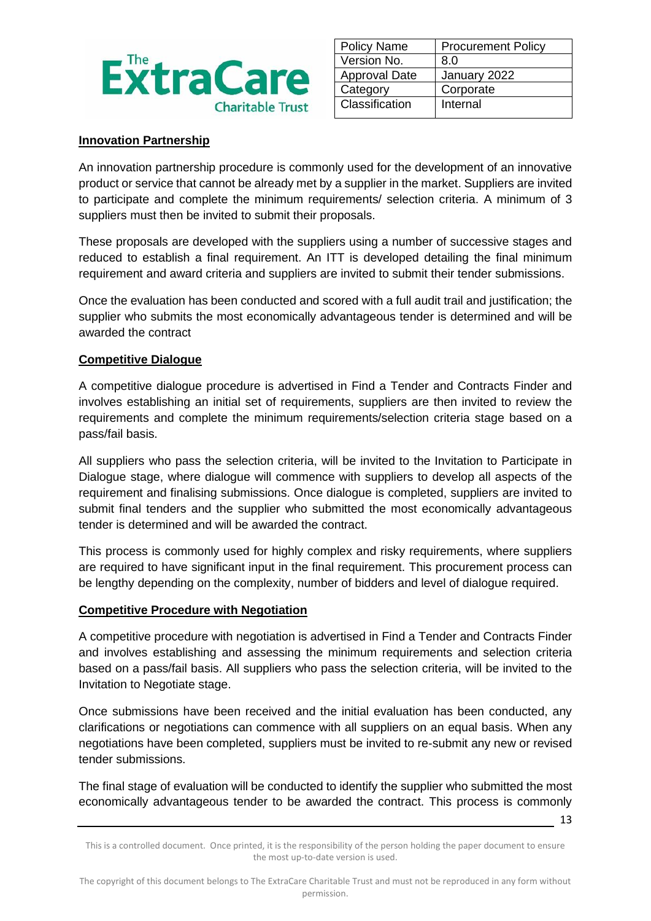## Innovation Partnership

An innovation partnership procedure is commonly used for the development of an innovative product or service that cannot be already met by a supplier in the market. Suppliers are invited to participate and complete the minimum requirements/ selection criteria. A minimum of 3 suppliers must then be invited to submit their proposals.

These proposals are developed with the suppliers using a number of successive stages and reduced to establish a final requirement. An ITT is developed detailing the final minimum requirement and award criteria and suppliers are invited to submit their tender submissions.

Once the evaluation has been conducted and scored with a full audit trail and justification; the supplier who submits the most economically advantageous tender is determined and will be awarded the contract

## Competitive Dialogue

A competitive dialogue procedure is advertised in Find a Tender and Contracts Finder and involves establishing an initial set of requirements, suppliers are then invited to review the requirements and complete the minimum requirements/selection criteria stage based on a pass/fail basis.

All suppliers who pass the selection criteria, will be invited to the Invitation to Participate in Dialogue stage, where dialogue will commence with suppliers to develop all aspects of the requirement and finalising submissions. Once dialogue is completed, suppliers are invited to submit final tenders and the supplier who submitted the most economically advantageous tender is determined and will be awarded the contract.

This process is commonly used for highly complex and risky requirements, where suppliers are required to have significant input in the final requirement. This procurement process can be lengthy depending on the complexity, number of bidders and level of dialogue required.

## Competitive Procedure with Negotiation

A competitive procedure with negotiation is advertised in Find a Tender and Contracts Finder and involves establishing and assessing the minimum requirements and selection criteria based on a pass/fail basis. All suppliers who pass the selection criteria, will be invited to the Invitation to Negotiate stage.

Once submissions have been received and the initial evaluation has been conducted, any clarifications or negotiations can commence with all suppliers on an equal basis. When any negotiations have been completed, suppliers must be invited to re-submit any new or revised tender submissions.

The final stage of evaluation will be conducted to identify the supplier who submitted the most economically advantageous tender to be awarded the contract. This process is commonly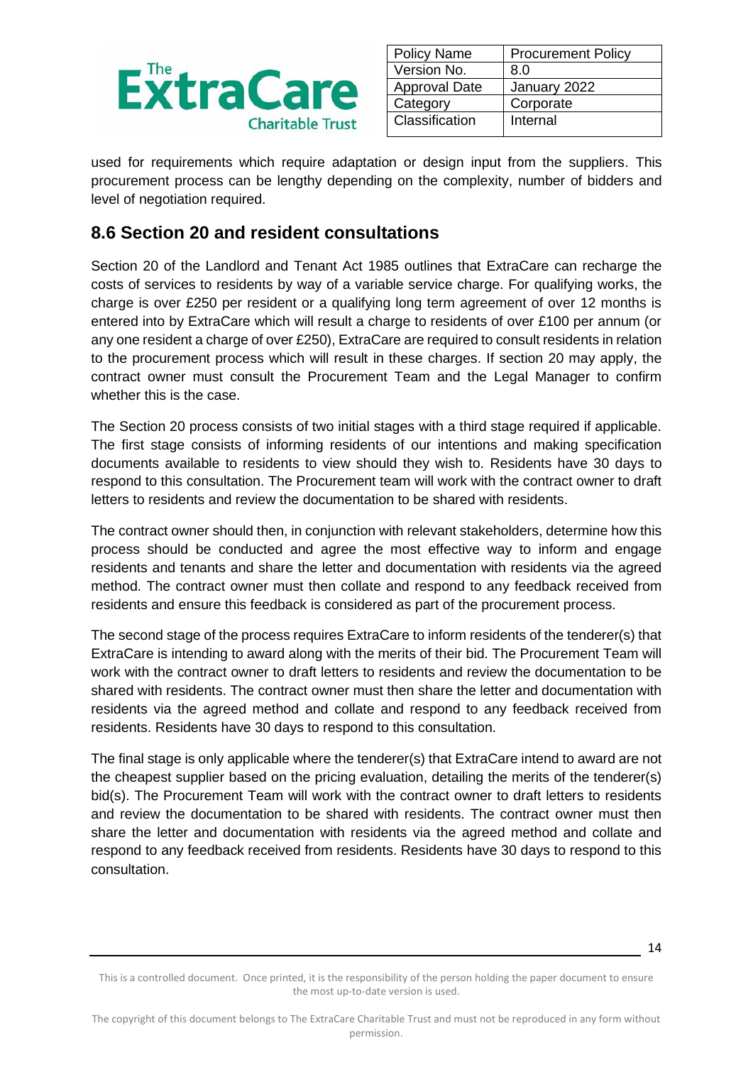used for requirements which require adaptation or design input from the suppliers. This procurement process can be lengthy depending on the complexity, number of bidders and level of negotiation required.

## 8.6 Section 20 and resident consultations

Section 20 of the Landlord and Tenant Act 1985 outlines that ExtraCare can recharge the costs of services to residents by way of a variable service charge. For qualifying works, the charge is over £250 per resident or a qualifying long term agreement of over 12 months is entered into by ExtraCare which will result a charge to residents of over £100 per annum (or any one resident a charge of over £250), ExtraCare are required to consult residents in relation to the procurement process which will result in these charges. If section 20 may apply, the contract owner must consult the Procurement Team and the Legal Manager to confirm whether this is the case.

The Section 20 process consists of two initial stages with a third stage required if applicable. The first stage consists of informing residents of our intentions and making specification documents available to residents to view should they wish to. Residents have 30 days to respond to this consultation. The Procurement team will work with the contract owner to draft letters to residents and review the documentation to be shared with residents.

The contract owner should then, in conjunction with relevant stakeholders, determine how this process should be conducted and agree the most effective way to inform and engage residents and tenants and share the letter and documentation with residents via the agreed method. The contract owner must then collate and respond to any feedback received from residents and ensure this feedback is considered as part of the procurement process.

The second stage of the process requires ExtraCare to inform residents of the tenderer(s) that ExtraCare is intending to award along with the merits of their bid. The Procurement Team will work with the contract owner to draft letters to residents and review the documentation to be shared with residents. The contract owner must then share the letter and documentation with residents via the agreed method and collate and respond to any feedback received from residents. Residents have 30 days to respond to this consultation.

The final stage is only applicable where the tenderer(s) that ExtraCare intend to award are not the cheapest supplier based on the pricing evaluation, detailing the merits of the tenderer(s) bid(s). The Procurement Team will work with the contract owner to draft letters to residents and review the documentation to be shared with residents. The contract owner must then share the letter and documentation with residents via the agreed method and collate and respond to any feedback received from residents. Residents have 30 days to respond to this consultation.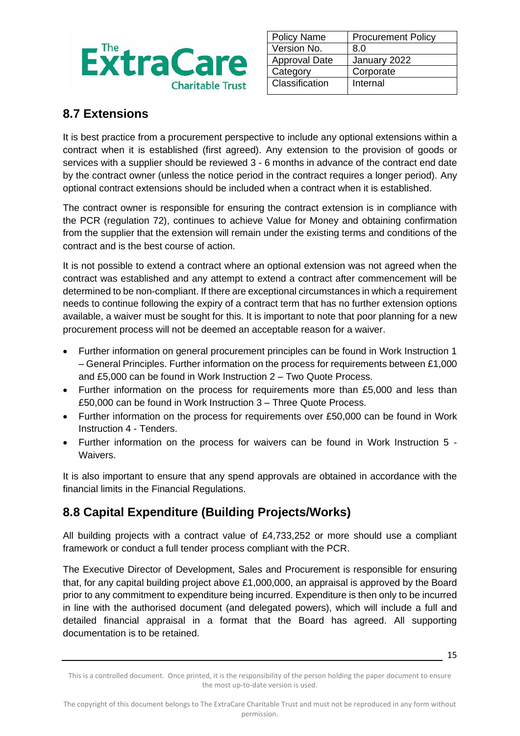## 8.7 Extensions

It is best practice from a procurement perspective to include any optional extensions within a contract when it is established (first agreed). Any extension to the provision of goods or services with a supplier should be reviewed 3 - 6 months in advance of the contract end date by the contract owner (unless the notice period in the contract requires a longer period). Any optional contract extensions should be included when a contract when it is established.

The contract owner is responsible for ensuring the contract extension is in compliance with the PCR (regulation 72), continues to achieve Value for Money and obtaining confirmation from the supplier that the extension will remain under the existing terms and conditions of the contract and is the best course of action.

It is not possible to extend a contract where an optional extension was not agreed when the contract was established and any attempt to extend a contract after commencement will be determined to be non-compliant. If there are exceptional circumstances in which a requirement needs to continue following the expiry of a contract term that has no further extension options available, a waiver must be sought for this. It is important to note that poor planning for a new procurement process will not be deemed an acceptable reason for a waiver.

- Further information on general procurement principles can be found in Work Instruction 1 – General Principles. Further information on the process for requirements between £1,000 and £5,000 can be found in Work Instruction 2 – Two Quote Process.
- Further information on the process for requirements more than £5,000 and less than £50,000 can be found in Work Instruction 3 – Three Quote Process.
- Further information on the process for requirements over £50,000 can be found in Work Instruction 4 - Tenders.
- Further information on the process for waivers can be found in Work Instruction 5 - Waivers.

It is also important to ensure that any spend approvals are obtained in accordance with the financial limits in the Financial Regulations.

## 8.8 Capital Expenditure (Building Projects/Works)

All building projects with a contract value of £4,733,252 or more should use a compliant framework or conduct a full tender process compliant with the PCR.

The Executive Director of Development, Sales and Procurement is responsible for ensuring that, for any capital building project above £1,000,000, an appraisal is approved by the Board prior to any commitment to expenditure being incurred. Expenditure is then only to be incurred in line with the authorised document (and delegated powers), which will include a full and detailed financial appraisal in a format that the Board has agreed. All supporting documentation is to be retained.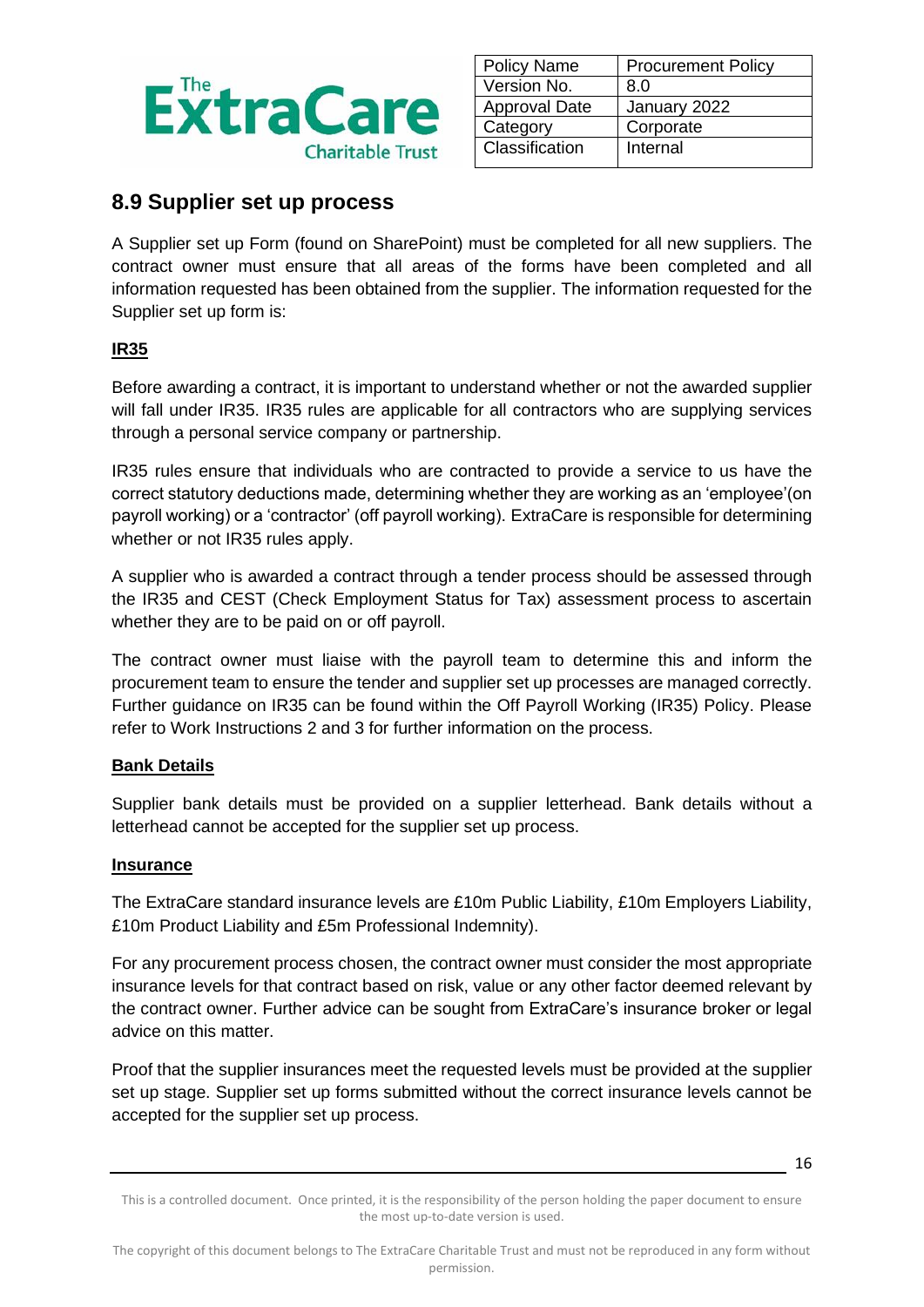## 8.9 Supplier set up process

A Supplier set up Form (found on SharePoint) must be completed for all new suppliers. The contract owner must ensure that all areas of the forms have been completed and all information requested has been obtained from the supplier. The information requested for the Supplier set up form is:

**IR35**

Before awarding a contract, it is important to understand whether or not the awarded supplier will fall under IR35. IR35 rules are applicable for all contractors who are supplying services through a personal service company or partnership.

IR35 rules ensure that individuals who are contracted to provide a service to us have the correct statutory deductions made, determining whether they are working as an 'employee'(on payroll working) or a 'contractor' (off payroll working). ExtraCare is responsible for determining whether or not IR35 rules apply.

A supplier who is awarded a contract through a tender process should be assessed through the IR35 and CEST (Check Employment Status for Tax) assessment process to ascertain whether they are to be paid on or off payroll.

The contract owner must liaise with the payroll team to determine this and inform the procurement team to ensure the tender and supplier set up processes are managed correctly. Further guidance on IR35 can be found within the Off Payroll Working (IR35) Policy. Please refer to Work Instructions 2 and 3 for further information on the process.

**Bank Details**

Supplier bank details must be provided on a supplier letterhead. Bank details without a letterhead cannot be accepted for the supplier set up process.

**Insurance**

The ExtraCare standard insurance levels are £10m Public Liability, £10m Employers Liability, £10m Product Liability and £5m Professional Indemnity).

For any procurement process chosen, the contract owner must consider the most appropriate insurance levels for that contract based on risk, value or any other factor deemed relevant by the contract owner. Further advice can be sought from ExtraCare's insurance broker or legal advice on this matter.

Proof that the supplier insurances meet the requested levels must be provided at the supplier set up stage. Supplier set up forms submitted without the correct insurance levels cannot be accepted for the supplier set up process.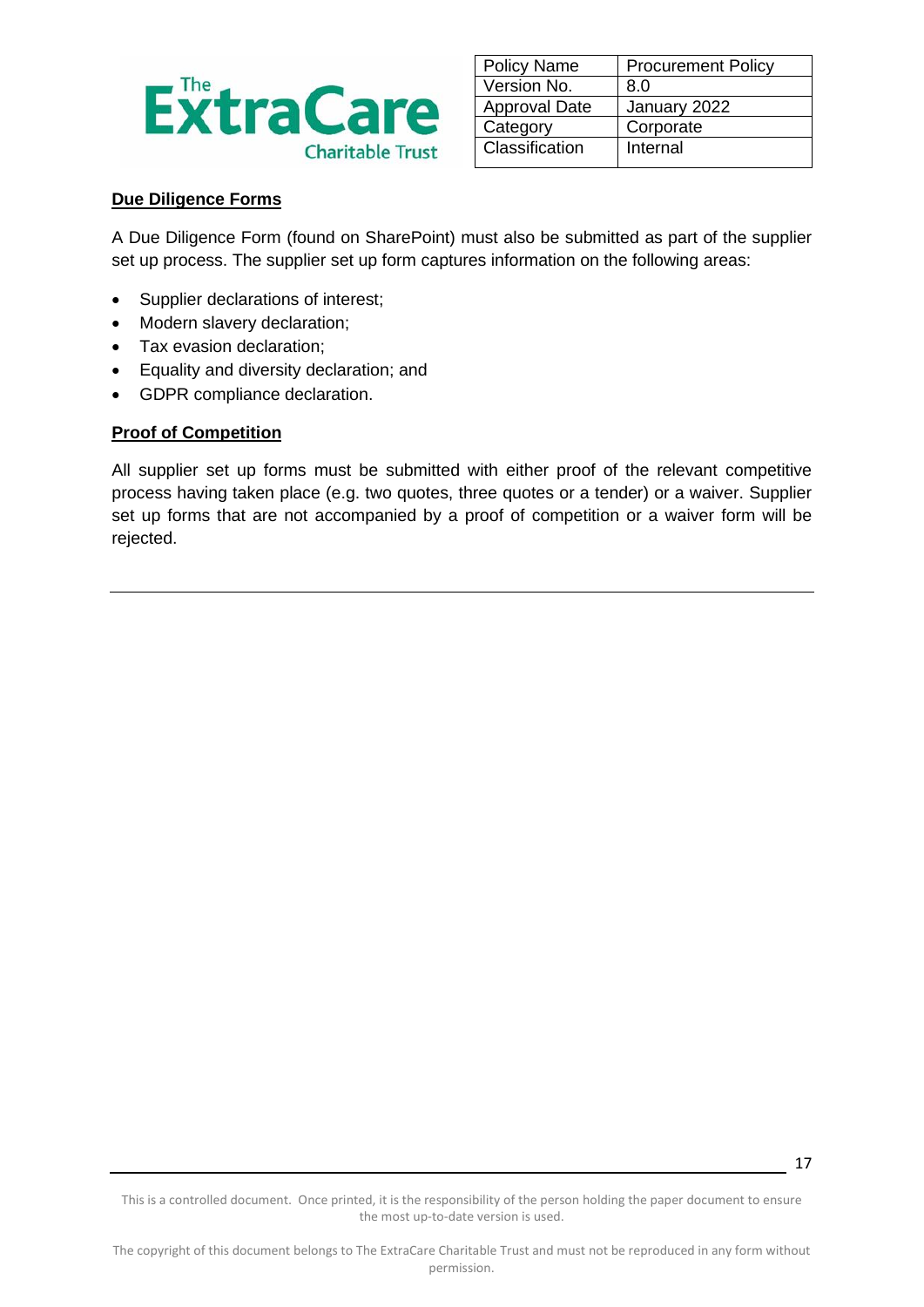## Due Diligence Forms

A Due Diligence Form (found on SharePoint) must also be submitted as part of the supplier set up process. The supplier set up form captures information on the following areas:

- Supplier declarations of interest;
- Modern slavery declaration;
- Tax evasion declaration;
- Equality and diversity declaration; and
- GDPR compliance declaration.

## Proof of Competition

All supplier set up forms must be submitted with either proof of the relevant competitive process having taken place (e.g. two quotes, three quotes or a tender) or a waiver. Supplier set up forms that are not accompanied by a proof of competition or a waiver form will be rejected.

---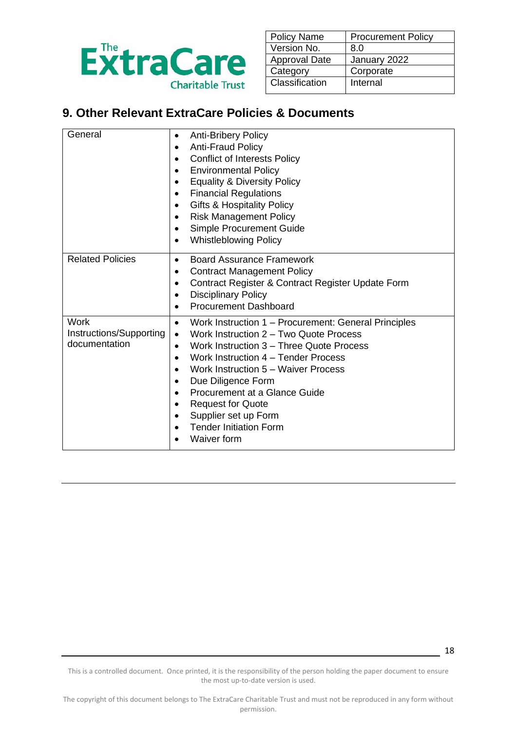## 9. Other Relevant ExtraCare Policies & Documents

| | |
|---|---|
| General | • Anti-Bribery Policy<br>• Anti-Fraud Policy<br>• Conflict of Interests Policy<br>• Environmental Policy<br>• Equality & Diversity Policy<br>• Financial Regulations<br>• Gifts & Hospitality Policy<br>• Risk Management Policy<br>• Simple Procurement Guide<br>• Whistleblowing Policy |
| Related Policies | • Board Assurance Framework<br>• Contract Management Policy<br>• Contract Register & Contract Register Update Form<br>• Disciplinary Policy<br>• Procurement Dashboard |
| Work Instructions/Supporting documentation | • Work Instruction 1 – Procurement: General Principles<br>• Work Instruction 2 – Two Quote Process<br>• Work Instruction 3 – Three Quote Process<br>• Work Instruction 4 – Tender Process<br>• Work Instruction 5 – Waiver Process<br>• Due Diligence Form<br>• Procurement at a Glance Guide<br>• Request for Quote<br>• Supplier set up Form<br>• Tender Initiation Form<br>• Waiver form |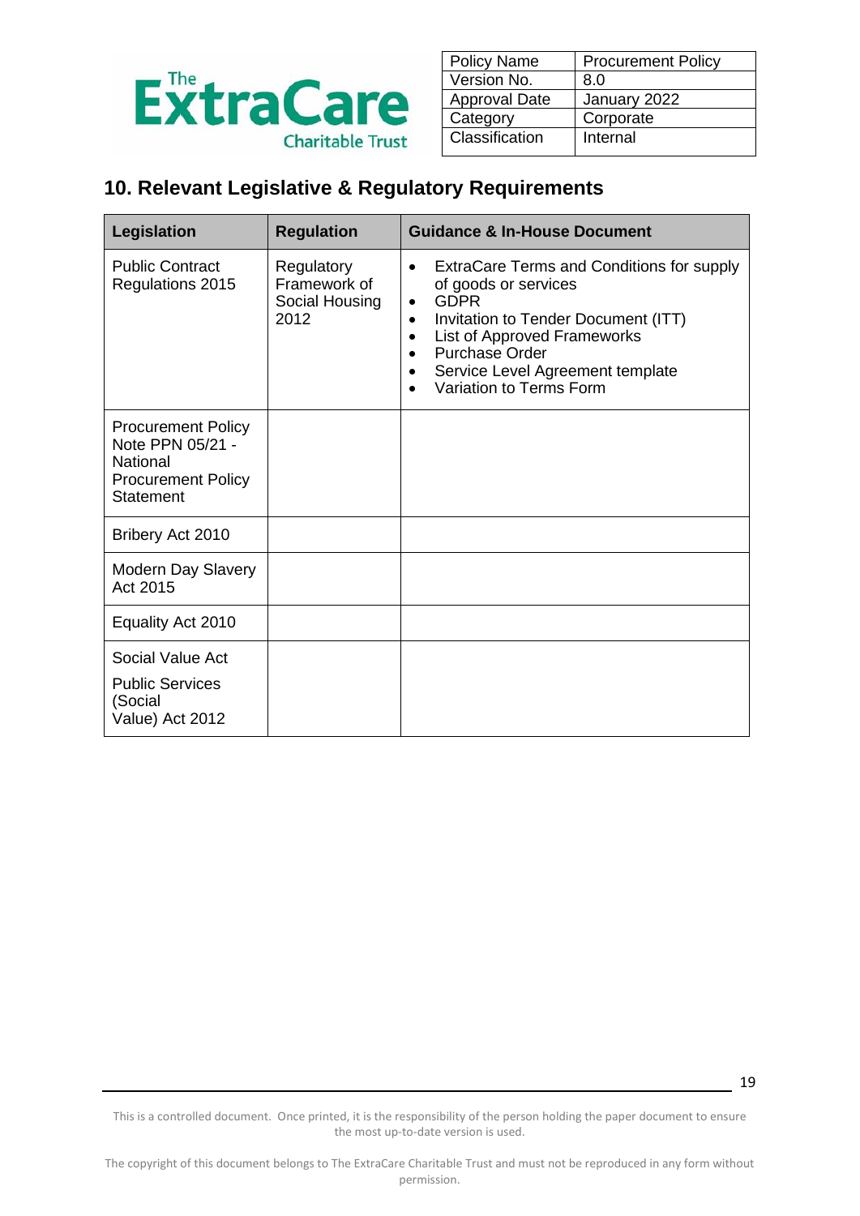## 10. Relevant Legislative & Regulatory Requirements

| Legislation | Regulation | Guidance & In-House Document |
|---|---|---|
| Public Contract Regulations 2015 | Regulatory Framework of Social Housing 2012 | • ExtraCare Terms and Conditions for supply of goods or services<br>• GDPR<br>• Invitation to Tender Document (ITT)<br>• List of Approved Frameworks<br>• Purchase Order<br>• Service Level Agreement template<br>• Variation to Terms Form |
| Procurement Policy Note PPN 05/21 - National Procurement Policy Statement | | |
| Bribery Act 2010 | | |
| Modern Day Slavery Act 2015 | | |
| Equality Act 2010 | | |
| Social Value Act<br>Public Services (Social Value) Act 2012 | | |

This is a controlled document. Once printed, it is the responsibility of the person holding the paper document to ensure the most up-to-date version is used.

The copyright of this document belongs to The ExtraCare Charitable Trust and must not be reproduced in any form without permission.